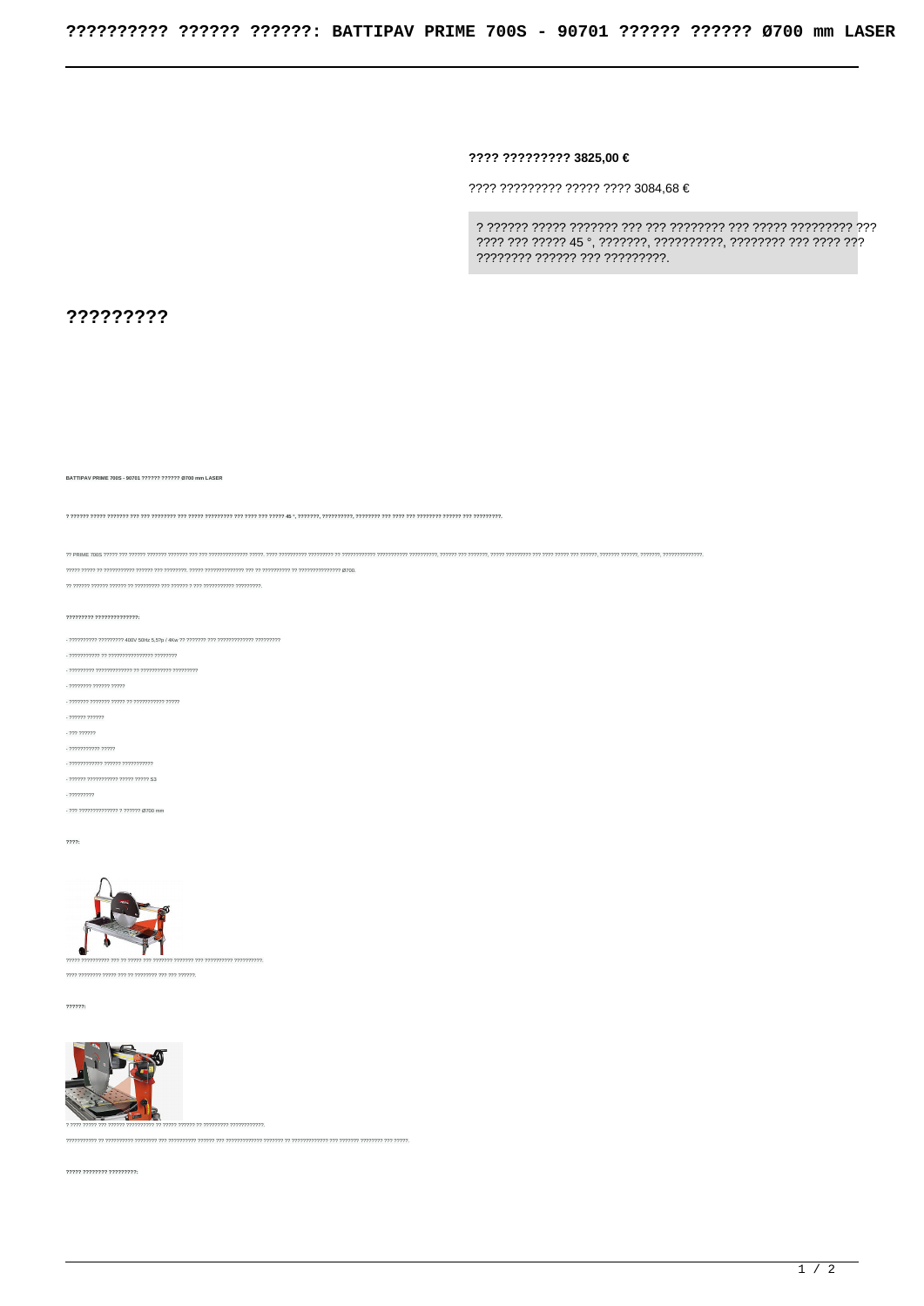**???? ????????? 3825,00 €**

???? ????????? ????? ???? 3084,68 €

? ?????? ????? ??????? ??? ??? ???????? ??? ????? ????????? ??? ???? ??? ????? 45 °, ???????, ??????????, ???????? ??? ???? ??? ???????? ?????? ??? ?????????.

# ?????????

**BATTIPAV PRIME 700S - 90701 ?????? ?????? Ø700 mm LASER**

? ?????? ????? ??????? ??? ??? ???????? ??? ????? ????????? ??? ???? ??? ????? 45 °, ???????, ??????????, ???????? ??? ???? ??? ???????? ?????? ??? ?????????.

?? PRIME 700S ????? ??? ?????? ??????? ??????? ??? ??? ?????????????? ?????. ???? ?????????? ????????? ?? ????????????? ??????????? ??????????, ?????? ??? ???????, ????? ????????? ??? ???? ????? ??? ??????, ??????? ??????, ???????, ??????????????.

????? ?????? ?? ???????????? ?????? ??? ????????. ????? ?????????????? ??? ?? ?????????? ?? ??????????????? Ø700.

?? ?????? ?????? ?????? ?? ????????? ??? ?????? ? ??? ???????????? ?????????.

????????? ?????????????:

- ?????????? ????????? 400V 50Hz 5,5?p / 4Kw ?? ??????? ??? ????????????? ?????????
- ??????????? ?? ???????????????? ????????
- ????????? ????????????? ?? ??????????? ?????????
- ???????? ?????? ?????
- ??????? ??????? ????? ?? ??????????? ?????
- ?????? ??????
- ??? ??????
- ??????????? ?????
- ???????????? ?????? ???????????
- ?????? ??????????? ????? ????? S3
- ?????????
- ??? ????????????? ? ?????? Ø700 mm

????:

????? ??????????? ??? ?? ????? ??? ??????? ??????? ??? ?????????? ??????????.

???? ???????? ????? ??? ?? ???????? ??? ??? ??????.

??????:

? ???? ????? ??? ?????? ?????????? ?? ????? ?????? ?? ????????? ????????????.

??????????? ?? ?????????? ???????? ??? ?????????? ?????? ??? ????????????? ??????? ?? ????????????? ??? ??????? ???????? ??? ?????.

????? ???????? ?????????: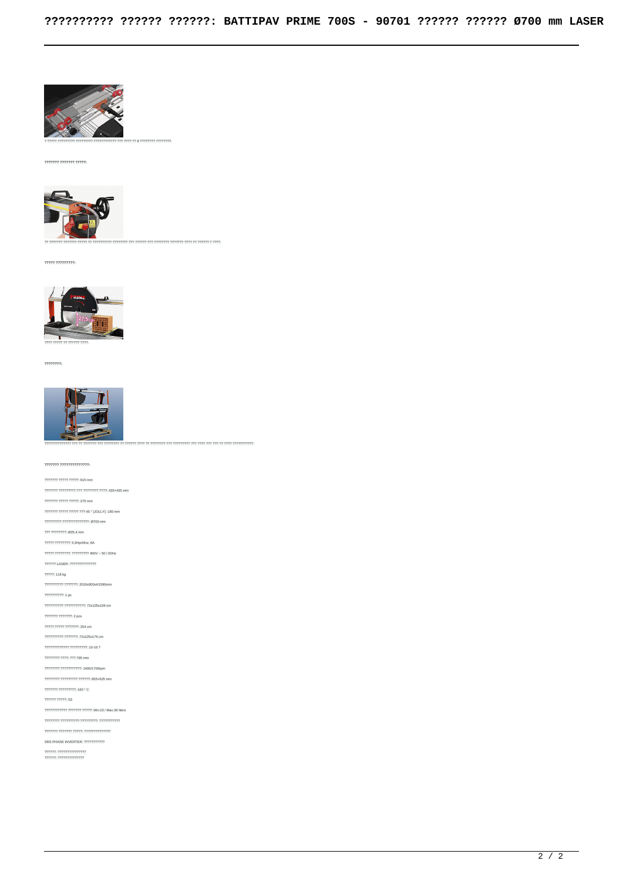? ????? ????????? ????????? ???????????? ??? ???? ?? 8 ???????? ????????.

??????? ??????? ?????:

?? ??????? ??????? ????? ?? ?????????? ???????? ??? ?????? ??? ???????? ??????? ???? ?? ?????? ? ????.

????? ?????????:

???? ????? ?? ?????? ????.

????????:

????????????? ??? ?? ??????? ??? ???????? ?? ?????? ???? ?? ???????? ??? ????????? ??? ???? ??? ??? ?? ???? ???????????.

??????? ??????????????:

??????? ????? ?????: 615 mm

??????? ????????? ??? ???????? ????: 435×435 mm

??????? ????? ?????: 275 mm

??????? ????? ????? ??? 45 ° (JOLLY): 180 mm

????????? ??????????????: Ø700 mm

??? ????????: Ø25,4 mm

????? ????????: 5,5Hp/4Kw, 8A

????? ????????: ????????? 400V ~ 50 / 60Hz

?????? LASER: ?????????????

?????: 118 kg

?????????? ???????: 2010x900xH1590mm

??????????: 1 pc

?????????? ???????????: 72x225x106 cm

??????? ???????: 2 pcs

????? ????? ???????: 254 cm

?????????? ???????: 72x225x176 cm

????????????? ?????????: 10-16 ?

???????? ????: ??? 795 mm

???????? ???????????: 1400/1700rpm

???????? ????????? ??????: 855×625 mm

??????? ?????????: 160 ° C

?????? ?????: S3

???????????? ??????? ?????: Min.23 / Max.36 liters

???????? ?????????? ?????????: ???????????

??????? ??????? ?????: ?????????????

SRS PHASE INVERTER: ??????????

??????: ??????????????
??????: ?????????????